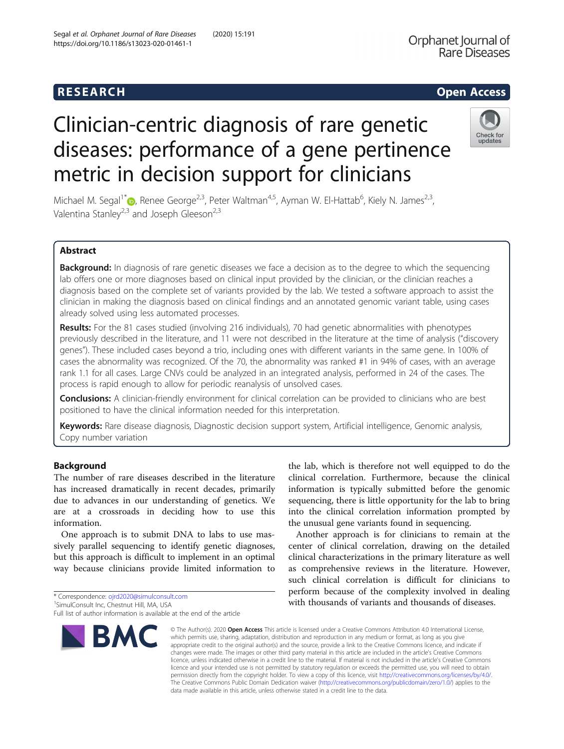RESEARCH

Open Access

# Clinician-centric diagnosis of rare genetic diseases: performance of a gene pertinence metric in decision support for clinicians

Michael M. Segal[1*], Renee George[2,3], Peter Waltman[4,5], Ayman W. El-Hattab[6], Kiely N. James[2,3], Valentina Stanley[2,3] and Joseph Gleeson[2,3]

## Abstract

**Background:** In diagnosis of rare genetic diseases we face a decision as to the degree to which the sequencing lab offers one or more diagnoses based on clinical input provided by the clinician, or the clinician reaches a diagnosis based on the complete set of variants provided by the lab. We tested a software approach to assist the clinician in making the diagnosis based on clinical findings and an annotated genomic variant table, using cases already solved using less automated processes.

**Results:** For the 81 cases studied (involving 216 individuals), 70 had genetic abnormalities with phenotypes previously described in the literature, and 11 were not described in the literature at the time of analysis ("discovery genes"). These included cases beyond a trio, including ones with different variants in the same gene. In 100% of cases the abnormality was recognized. Of the 70, the abnormality was ranked #1 in 94% of cases, with an average rank 1.1 for all cases. Large CNVs could be analyzed in an integrated analysis, performed in 24 of the cases. The process is rapid enough to allow for periodic reanalysis of unsolved cases.

**Conclusions:** A clinician-friendly environment for clinical correlation can be provided to clinicians who are best positioned to have the clinical information needed for this interpretation.

**Keywords:** Rare disease diagnosis, Diagnostic decision support system, Artificial intelligence, Genomic analysis, Copy number variation

## Background

The number of rare diseases described in the literature has increased dramatically in recent decades, primarily due to advances in our understanding of genetics. We are at a crossroads in deciding how to use this information.

One approach is to submit DNA to labs to use massively parallel sequencing to identify genetic diagnoses, but this approach is difficult to implement in an optimal way because clinicians provide limited information to the lab, which is therefore not well equipped to do the clinical correlation. Furthermore, because the clinical information is typically submitted before the genomic sequencing, there is little opportunity for the lab to bring into the clinical correlation information prompted by the unusual gene variants found in sequencing.

Another approach is for clinicians to remain at the center of clinical correlation, drawing on the detailed clinical characterizations in the primary literature as well as comprehensive reviews in the literature. However, such clinical correlation is difficult for clinicians to perform because of the complexity involved in dealing with thousands of variants and thousands of diseases.

\* Correspondence: ojrd2020@simulconsult.com
[1]SimulConsult Inc, Chestnut Hill, MA, USA
Full list of author information is available at the end of the article

© The Author(s). 2020 **Open Access** This article is licensed under a Creative Commons Attribution 4.0 International License, which permits use, sharing, adaptation, distribution and reproduction in any medium or format, as long as you give appropriate credit to the original author(s) and the source, provide a link to the Creative Commons licence, and indicate if changes were made. The images or other third party material in this article are included in the article's Creative Commons licence, unless indicated otherwise in a credit line to the material. If material is not included in the article's Creative Commons licence and your intended use is not permitted by statutory regulation or exceeds the permitted use, you will need to obtain permission directly from the copyright holder. To view a copy of this licence, visit http://creativecommons.org/licenses/by/4.0/. The Creative Commons Public Domain Dedication waiver (http://creativecommons.org/publicdomain/zero/1.0/) applies to the data made available in this article, unless otherwise stated in a credit line to the data.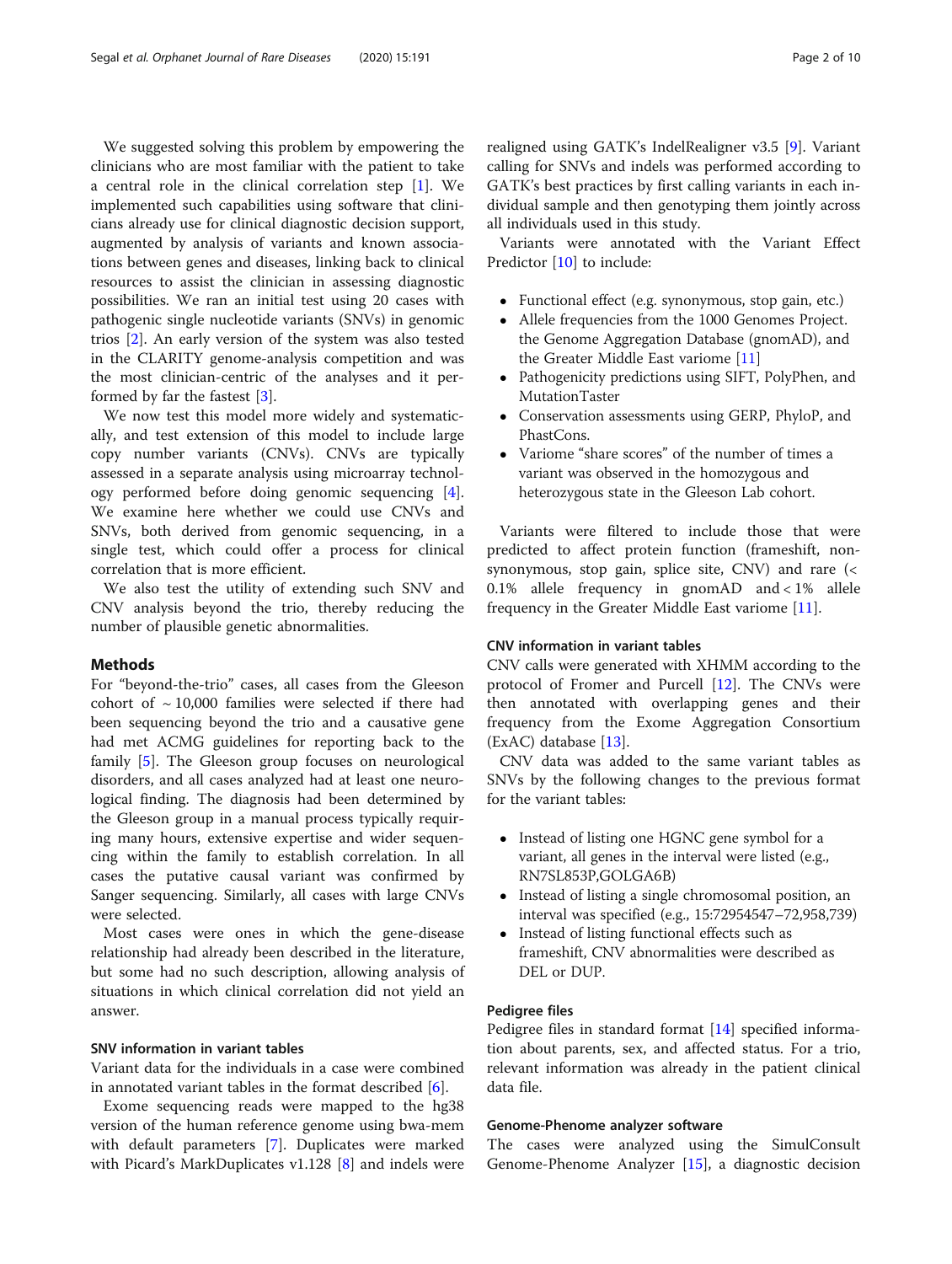We suggested solving this problem by empowering the clinicians who are most familiar with the patient to take a central role in the clinical correlation step [1]. We implemented such capabilities using software that clinicians already use for clinical diagnostic decision support, augmented by analysis of variants and known associations between genes and diseases, linking back to clinical resources to assist the clinician in assessing diagnostic possibilities. We ran an initial test using 20 cases with pathogenic single nucleotide variants (SNVs) in genomic trios [2]. An early version of the system was also tested in the CLARITY genome-analysis competition and was the most clinician-centric of the analyses and it performed by far the fastest [3].

We now test this model more widely and systematically, and test extension of this model to include large copy number variants (CNVs). CNVs are typically assessed in a separate analysis using microarray technology performed before doing genomic sequencing [4]. We examine here whether we could use CNVs and SNVs, both derived from genomic sequencing, in a single test, which could offer a process for clinical correlation that is more efficient.

We also test the utility of extending such SNV and CNV analysis beyond the trio, thereby reducing the number of plausible genetic abnormalities.

## Methods

For "beyond-the-trio" cases, all cases from the Gleeson cohort of ~ 10,000 families were selected if there had been sequencing beyond the trio and a causative gene had met ACMG guidelines for reporting back to the family [5]. The Gleeson group focuses on neurological disorders, and all cases analyzed had at least one neurological finding. The diagnosis had been determined by the Gleeson group in a manual process typically requiring many hours, extensive expertise and wider sequencing within the family to establish correlation. In all cases the putative causal variant was confirmed by Sanger sequencing. Similarly, all cases with large CNVs were selected.

Most cases were ones in which the gene-disease relationship had already been described in the literature, but some had no such description, allowing analysis of situations in which clinical correlation did not yield an answer.

### SNV information in variant tables

Variant data for the individuals in a case were combined in annotated variant tables in the format described [6].

Exome sequencing reads were mapped to the hg38 version of the human reference genome using bwa-mem with default parameters [7]. Duplicates were marked with Picard's MarkDuplicates v1.128 [8] and indels were realigned using GATK's IndelRealigner v3.5 [9]. Variant calling for SNVs and indels was performed according to GATK's best practices by first calling variants in each individual sample and then genotyping them jointly across all individuals used in this study.

Variants were annotated with the Variant Effect Predictor [10] to include:

- Functional effect (e.g. synonymous, stop gain, etc.)
- Allele frequencies from the 1000 Genomes Project. the Genome Aggregation Database (gnomAD), and the Greater Middle East variome [11]
- Pathogenicity predictions using SIFT, PolyPhen, and MutationTaster
- Conservation assessments using GERP, PhyloP, and PhastCons.
- Variome "share scores" of the number of times a variant was observed in the homozygous and heterozygous state in the Gleeson Lab cohort.

Variants were filtered to include those that were predicted to affect protein function (frameshift, non-synonymous, stop gain, splice site, CNV) and rare (< 0.1% allele frequency in gnomAD and < 1% allele frequency in the Greater Middle East variome [11].

### CNV information in variant tables

CNV calls were generated with XHMM according to the protocol of Fromer and Purcell [12]. The CNVs were then annotated with overlapping genes and their frequency from the Exome Aggregation Consortium (ExAC) database [13].

CNV data was added to the same variant tables as SNVs by the following changes to the previous format for the variant tables:

- Instead of listing one HGNC gene symbol for a variant, all genes in the interval were listed (e.g., RN7SL853P,GOLGA6B)
- Instead of listing a single chromosomal position, an interval was specified (e.g., 15:72954547–72,958,739)
- Instead of listing functional effects such as frameshift, CNV abnormalities were described as DEL or DUP.

### Pedigree files

Pedigree files in standard format [14] specified information about parents, sex, and affected status. For a trio, relevant information was already in the patient clinical data file.

### Genome-Phenome analyzer software

The cases were analyzed using the SimulConsult Genome-Phenome Analyzer [15], a diagnostic decision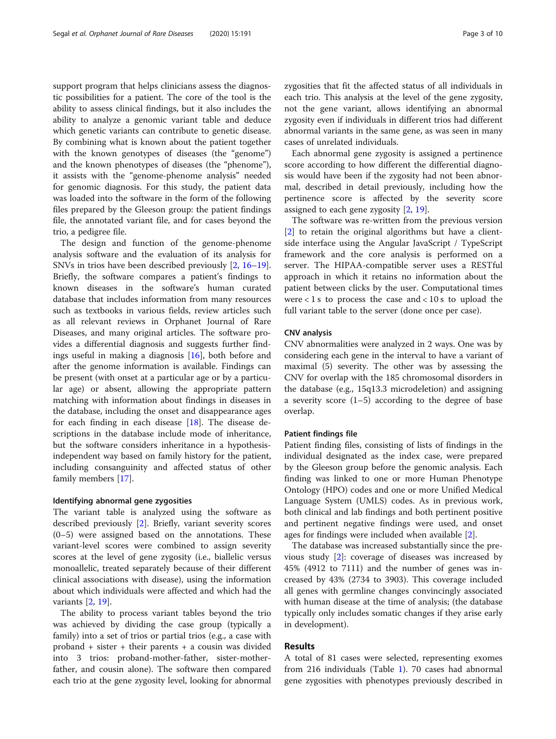support program that helps clinicians assess the diagnostic possibilities for a patient. The core of the tool is the ability to assess clinical findings, but it also includes the ability to analyze a genomic variant table and deduce which genetic variants can contribute to genetic disease. By combining what is known about the patient together with the known genotypes of diseases (the "genome") and the known phenotypes of diseases (the "phenome"), it assists with the "genome-phenome analysis" needed for genomic diagnosis. For this study, the patient data was loaded into the software in the form of the following files prepared by the Gleeson group: the patient findings file, the annotated variant file, and for cases beyond the trio, a pedigree file.

The design and function of the genome-phenome analysis software and the evaluation of its analysis for SNVs in trios have been described previously [2, 16–19]. Briefly, the software compares a patient's findings to known diseases in the software's human curated database that includes information from many resources such as textbooks in various fields, review articles such as all relevant reviews in Orphanet Journal of Rare Diseases, and many original articles. The software provides a differential diagnosis and suggests further findings useful in making a diagnosis [16], both before and after the genome information is available. Findings can be present (with onset at a particular age or by a particular age) or absent, allowing the appropriate pattern matching with information about findings in diseases in the database, including the onset and disappearance ages for each finding in each disease [18]. The disease descriptions in the database include mode of inheritance, but the software considers inheritance in a hypothesis-independent way based on family history for the patient, including consanguinity and affected status of other family members [17].

### Identifying abnormal gene zygosities

The variant table is analyzed using the software as described previously [2]. Briefly, variant severity scores (0–5) were assigned based on the annotations. These variant-level scores were combined to assign severity scores at the level of gene zygosity (i.e., biallelic versus monoallelic, treated separately because of their different clinical associations with disease), using the information about which individuals were affected and which had the variants [2, 19].

The ability to process variant tables beyond the trio was achieved by dividing the case group (typically a family) into a set of trios or partial trios (e.g., a case with proband + sister + their parents + a cousin was divided into 3 trios: proband-mother-father, sister-mother-father, and cousin alone). The software then compared each trio at the gene zygosity level, looking for abnormal zygosities that fit the affected status of all individuals in each trio. This analysis at the level of the gene zygosity, not the gene variant, allows identifying an abnormal zygosity even if individuals in different trios had different abnormal variants in the same gene, as was seen in many cases of unrelated individuals.

Each abnormal gene zygosity is assigned a pertinence score according to how different the differential diagnosis would have been if the zygosity had not been abnormal, described in detail previously, including how the pertinence score is affected by the severity score assigned to each gene zygosity [2, 19].

The software was re-written from the previous version [2] to retain the original algorithms but have a client-side interface using the Angular JavaScript / TypeScript framework and the core analysis is performed on a server. The HIPAA-compatible server uses a RESTful approach in which it retains no information about the patient between clicks by the user. Computational times were < 1 s to process the case and < 10 s to upload the full variant table to the server (done once per case).

### CNV analysis

CNV abnormalities were analyzed in 2 ways. One was by considering each gene in the interval to have a variant of maximal (5) severity. The other was by assessing the CNV for overlap with the 185 chromosomal disorders in the database (e.g., 15q13.3 microdeletion) and assigning a severity score (1–5) according to the degree of base overlap.

### Patient findings file

Patient finding files, consisting of lists of findings in the individual designated as the index case, were prepared by the Gleeson group before the genomic analysis. Each finding was linked to one or more Human Phenotype Ontology (HPO) codes and one or more Unified Medical Language System (UMLS) codes. As in previous work, both clinical and lab findings and both pertinent positive and pertinent negative findings were used, and onset ages for findings were included when available [2].

The database was increased substantially since the previous study [2]: coverage of diseases was increased by 45% (4912 to 7111) and the number of genes was increased by 43% (2734 to 3903). This coverage included all genes with germline changes convincingly associated with human disease at the time of analysis; (the database typically only includes somatic changes if they arise early in development).

## Results

A total of 81 cases were selected, representing exomes from 216 individuals (Table 1). 70 cases had abnormal gene zygosities with phenotypes previously described in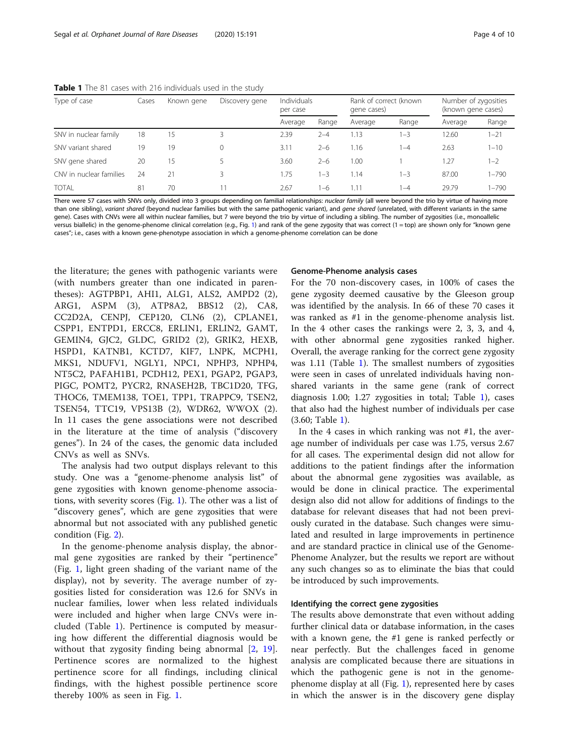**Table 1** The 81 cases with 216 individuals used in the study

| Type of case | Cases | Known gene | Discovery gene | Individuals per case | | Rank of correct (known gene cases) | | Number of zygosities (known gene cases) | |
|---|---|---|---|---|---|---|---|---|---|
| | | | | Average | Range | Average | Range | Average | Range |
| SNV in nuclear family | 18 | 15 | 3 | 2.39 | 2–4 | 1.13 | 1–3 | 12.60 | 1–21 |
| SNV variant shared | 19 | 19 | 0 | 3.11 | 2–6 | 1.16 | 1–4 | 2.63 | 1–10 |
| SNV gene shared | 20 | 15 | 5 | 3.60 | 2–6 | 1.00 | 1 | 1.27 | 1–2 |
| CNV in nuclear families | 24 | 21 | 3 | 1.75 | 1–3 | 1.14 | 1–3 | 87.00 | 1–790 |
| TOTAL | 81 | 70 | 11 | 2.67 | 1–6 | 1.11 | 1–4 | 29.79 | 1–790 |

There were 57 cases with SNVs only, divided into 3 groups depending on familial relationships: *nuclear family* (all were beyond the trio by virtue of having more than one sibling), *variant shared* (beyond nuclear families but with the same pathogenic variant), and *gene shared* (unrelated, with different variants in the same gene). Cases with CNVs were all within nuclear families, but 7 were beyond the trio by virtue of including a sibling. The number of zygosities (i.e., monoallelic versus biallelic) in the genome-phenome clinical correlation (e.g., Fig. 1) and rank of the gene zygosity that was correct (1 = top) are shown only for "known gene cases"; i.e., cases with a known gene-phenotype association in which a genome-phenome correlation can be done

the literature; the genes with pathogenic variants were (with numbers greater than one indicated in parentheses): AGTPBP1, AHI1, ALG1, ALS2, AMPD2 (2), ARG1, ASPM (3), ATP8A2, BBS12 (2), CA8, CC2D2A, CENPJ, CEP120, CLN6 (2), CPLANE1, CSPP1, ENTPD1, ERCC8, ERLIN1, ERLIN2, GAMT, GEMIN4, GJC2, GLDC, GRID2 (2), GRIK2, HEXB, HSPD1, KATNB1, KCTD7, KIF7, LNPK, MCPH1, MKS1, NDUFV1, NGLY1, NPC1, NPHP3, NPHP4, NT5C2, PAFAH1B1, PCDH12, PEX1, PGAP2, PGAP3, PIGC, POMT2, PYCR2, RNASEH2B, TBC1D20, TFG, THOC6, TMEM138, TOE1, TPP1, TRAPPC9, TSEN2, TSEN54, TTC19, VPS13B (2), WDR62, WWOX (2). In 11 cases the gene associations were not described in the literature at the time of analysis ("discovery genes"). In 24 of the cases, the genomic data included CNVs as well as SNVs.

The analysis had two output displays relevant to this study. One was a "genome-phenome analysis list" of gene zygosities with known genome-phenome associations, with severity scores (Fig. 1). The other was a list of "discovery genes", which are gene zygosities that were abnormal but not associated with any published genetic condition (Fig. 2).

In the genome-phenome analysis display, the abnormal gene zygosities are ranked by their "pertinence" (Fig. 1, light green shading of the variant name of the display), not by severity. The average number of zygosities listed for consideration was 12.6 for SNVs in nuclear families, lower when less related individuals were included and higher when large CNVs were included (Table 1). Pertinence is computed by measuring how different the differential diagnosis would be without that zygosity finding being abnormal [2, 19]. Pertinence scores are normalized to the highest pertinence score for all findings, including clinical findings, with the highest possible pertinence score thereby 100% as seen in Fig. 1.

### Genome-Phenome analysis cases

For the 70 non-discovery cases, in 100% of cases the gene zygosity deemed causative by the Gleeson group was identified by the analysis. In 66 of these 70 cases it was ranked as #1 in the genome-phenome analysis list. In the 4 other cases the rankings were 2, 3, 3, and 4, with other abnormal gene zygosities ranked higher. Overall, the average ranking for the correct gene zygosity was 1.11 (Table 1). The smallest numbers of zygosities were seen in cases of unrelated individuals having non-shared variants in the same gene (rank of correct diagnosis 1.00; 1.27 zygosities in total; Table 1), cases that also had the highest number of individuals per case (3.60; Table 1).

In the 4 cases in which ranking was not #1, the average number of individuals per case was 1.75, versus 2.67 for all cases. The experimental design did not allow for additions to the patient findings after the information about the abnormal gene zygosities was available, as would be done in clinical practice. The experimental design also did not allow for additions of findings to the database for relevant diseases that had not been previously curated in the database. Such changes were simulated and resulted in large improvements in pertinence and are standard practice in clinical use of the Genome-Phenome Analyzer, but the results we report are without any such changes so as to eliminate the bias that could be introduced by such improvements.

### Identifying the correct gene zygosities

The results above demonstrate that even without adding further clinical data or database information, in the cases with a known gene, the #1 gene is ranked perfectly or near perfectly. But the challenges faced in genome analysis are complicated because there are situations in which the pathogenic gene is not in the genome-phenome display at all (Fig. 1), represented here by cases in which the answer is in the discovery gene display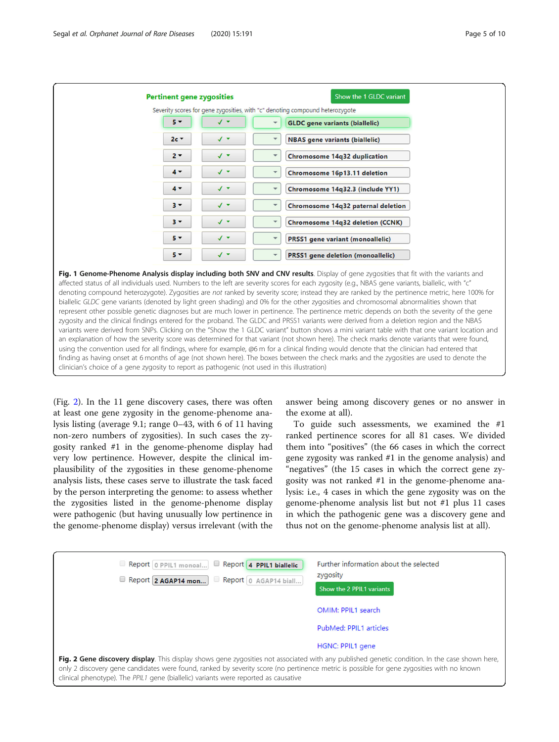**Pertinent gene zygosities**

Show the 1 GLDC variant

Severity scores for gene zygosities, with "c" denoting compound heterozygote

| Severity | Found | Report | Gene zygosity |
|---|---|---|---|
| 5 | ✓ | | GLDC gene variants (biallelic) |
| 2c | ✓ | | NBAS gene variants (biallelic) |
| 2 | ✓ | | Chromosome 14q32 duplication |
| 4 | ✓ | | Chromosome 16p13.11 deletion |
| 4 | ✓ | | Chromosome 14q32.3 (include YY1) |
| 3 | ✓ | | Chromosome 14q32 paternal deletion |
| 3 | ✓ | | Chromosome 14q32 deletion (CCNK) |
| 5 | ✓ | | PRSS1 gene variant (monoallelic) |
| 5 | ✓ | | PRSS1 gene deletion (monoallelic) |

**Fig. 1 Genome-Phenome Analysis display including both SNV and CNV results**. Display of gene zygosities that fit with the variants and affected status of all individuals used. Numbers to the left are severity scores for each zygosity (e.g., NBAS gene variants, biallelic, with "c" denoting compound heterozygote). Zygosities are *not* ranked by severity score; instead they are ranked by the pertinence metric, here 100% for biallelic *GLDC* gene variants (denoted by light green shading) and 0% for the other zygosities and chromosomal abnormalities shown that represent other possible genetic diagnoses but are much lower in pertinence. The pertinence metric depends on both the severity of the gene zygosity and the clinical findings entered for the proband. The GLDC and PRSS1 variants were derived from a deletion region and the NBAS variants were derived from SNPs. Clicking on the "Show the 1 GLDC variant" button shows a mini variant table with that one variant location and an explanation of how the severity score was determined for that variant (not shown here). The check marks denote variants that were found, using the convention used for all findings, where for example, @6 m for a clinical finding would denote that the clinician had entered that finding as having onset at 6 months of age (not shown here). The boxes between the check marks and the zygosities are used to denote the clinician's choice of a gene zygosity to report as pathogenic (not used in this illustration)

(Fig. 2). In the 11 gene discovery cases, there was often at least one gene zygosity in the genome-phenome analysis listing (average 9.1; range 0–43, with 6 of 11 having non-zero numbers of zygosities). In such cases the zygosity ranked #1 in the genome-phenome display had very low pertinence. However, despite the clinical implausibility of the zygosities in these genome-phenome analysis lists, these cases serve to illustrate the task faced by the person interpreting the genome: to assess whether the zygosities listed in the genome-phenome display were pathogenic (but having unusually low pertinence in the genome-phenome display) versus irrelevant (with the answer being among discovery genes or no answer in the exome at all).

To guide such assessments, we examined the #1 ranked pertinence scores for all 81 cases. We divided them into "positives" (the 66 cases in which the correct gene zygosity was ranked #1 in the genome analysis) and "negatives" (the 15 cases in which the correct gene zygosity was not ranked #1 in the genome-phenome analysis: i.e., 4 cases in which the gene zygosity was on the genome-phenome analysis list but not #1 plus 11 cases in which the pathogenic gene was a discovery gene and thus not on the genome-phenome analysis list at all).

| | | | |
|---|---|---|---|
| Report | 0 PPIL1 monoal... | Report | 4 PPIL1 biallelic |
| Report | 2 AGAP14 mon... | Report | 0 AGAP14 biall... |

Further information about the selected zygosity

Show the 2 PPIL1 variants

OMIM: PPIL1 search

PubMed: PPIL1 articles

HGNC: PPIL1 gene

**Fig. 2 Gene discovery display**. This display shows gene zygosities not associated with any published genetic condition. In the case shown here, only 2 discovery gene candidates were found, ranked by severity score (no pertinence metric is possible for gene zygosities with no known clinical phenotype). The *PPIL1* gene (biallelic) variants were reported as causative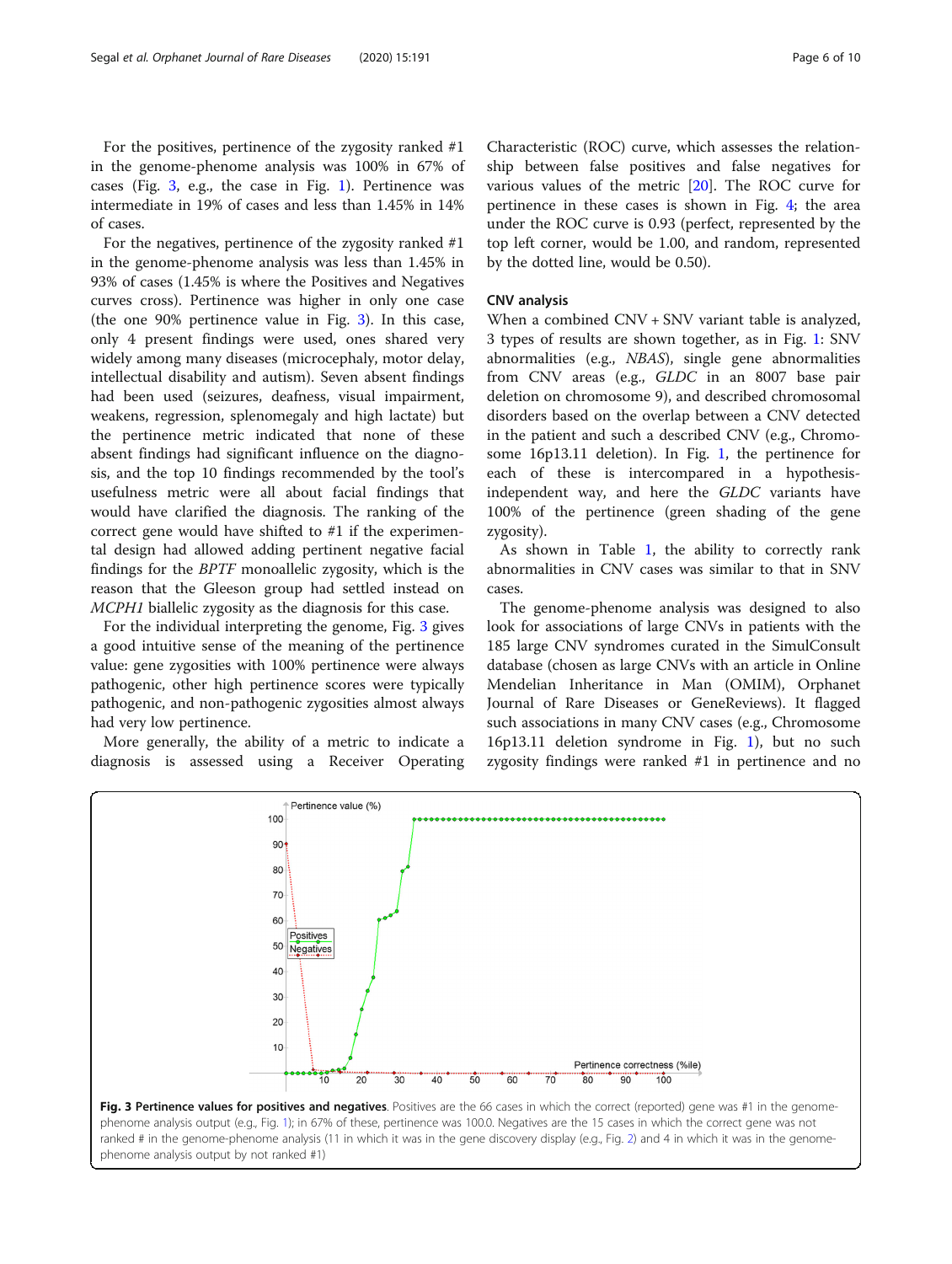For the positives, pertinence of the zygosity ranked #1 in the genome-phenome analysis was 100% in 67% of cases (Fig. 3, e.g., the case in Fig. 1). Pertinence was intermediate in 19% of cases and less than 1.45% in 14% of cases.

For the negatives, pertinence of the zygosity ranked #1 in the genome-phenome analysis was less than 1.45% in 93% of cases (1.45% is where the Positives and Negatives curves cross). Pertinence was higher in only one case (the one 90% pertinence value in Fig. 3). In this case, only 4 present findings were used, ones shared very widely among many diseases (microcephaly, motor delay, intellectual disability and autism). Seven absent findings had been used (seizures, deafness, visual impairment, weakens, regression, splenomegaly and high lactate) but the pertinence metric indicated that none of these absent findings had significant influence on the diagnosis, and the top 10 findings recommended by the tool's usefulness metric were all about facial findings that would have clarified the diagnosis. The ranking of the correct gene would have shifted to #1 if the experimental design had allowed adding pertinent negative facial findings for the *BPTF* monoallelic zygosity, which is the reason that the Gleeson group had settled instead on *MCPH1* biallelic zygosity as the diagnosis for this case.

For the individual interpreting the genome, Fig. 3 gives a good intuitive sense of the meaning of the pertinence value: gene zygosities with 100% pertinence were always pathogenic, other high pertinence scores were typically pathogenic, and non-pathogenic zygosities almost always had very low pertinence.

More generally, the ability of a metric to indicate a diagnosis is assessed using a Receiver Operating Characteristic (ROC) curve, which assesses the relationship between false positives and false negatives for various values of the metric [20]. The ROC curve for pertinence in these cases is shown in Fig. 4; the area under the ROC curve is 0.93 (perfect, represented by the top left corner, would be 1.00, and random, represented by the dotted line, would be 0.50).

### CNV analysis

When a combined CNV + SNV variant table is analyzed, 3 types of results are shown together, as in Fig. 1: SNV abnormalities (e.g., *NBAS*), single gene abnormalities from CNV areas (e.g., *GLDC* in an 8007 base pair deletion on chromosome 9), and described chromosomal disorders based on the overlap between a CNV detected in the patient and such a described CNV (e.g., Chromosome 16p13.11 deletion). In Fig. 1, the pertinence for each of these is intercompared in a hypothesis-independent way, and here the *GLDC* variants have 100% of the pertinence (green shading of the gene zygosity).

As shown in Table 1, the ability to correctly rank abnormalities in CNV cases was similar to that in SNV cases.

The genome-phenome analysis was designed to also look for associations of large CNVs in patients with the 185 large CNV syndromes curated in the SimulConsult database (chosen as large CNVs with an article in Online Mendelian Inheritance in Man (OMIM), Orphanet Journal of Rare Diseases or GeneReviews). It flagged such associations in many CNV cases (e.g., Chromosome 16p13.11 deletion syndrome in Fig. 1), but no such zygosity findings were ranked #1 in pertinence and no

**Fig. 3 Pertinence values for positives and negatives**. Positives are the 66 cases in which the correct (reported) gene was #1 in the genome-phenome analysis output (e.g., Fig. 1); in 67% of these, pertinence was 100.0. Negatives are the 15 cases in which the correct gene was not ranked # in the genome-phenome analysis (11 in which it was in the gene discovery display (e.g., Fig. 2) and 4 in which it was in the genome-phenome analysis output by not ranked #1)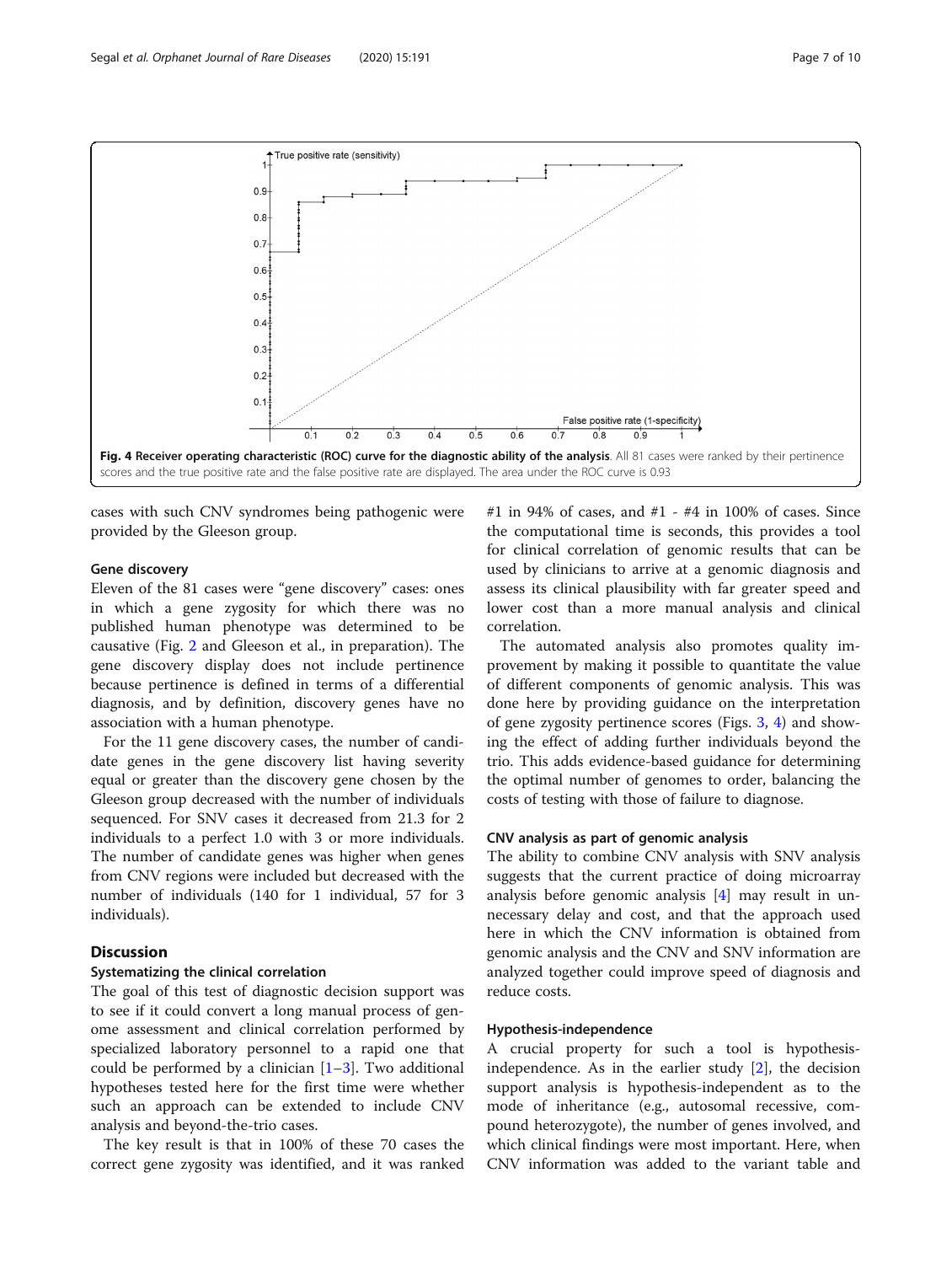**Fig. 4 Receiver operating characteristic (ROC) curve for the diagnostic ability of the analysis**. All 81 cases were ranked by their pertinence scores and the true positive rate and the false positive rate are displayed. The area under the ROC curve is 0.93

cases with such CNV syndromes being pathogenic were provided by the Gleeson group.

### Gene discovery

Eleven of the 81 cases were "gene discovery" cases: ones in which a gene zygosity for which there was no published human phenotype was determined to be causative (Fig. 2 and Gleeson et al., in preparation). The gene discovery display does not include pertinence because pertinence is defined in terms of a differential diagnosis, and by definition, discovery genes have no association with a human phenotype.

For the 11 gene discovery cases, the number of candidate genes in the gene discovery list having severity equal or greater than the discovery gene chosen by the Gleeson group decreased with the number of individuals sequenced. For SNV cases it decreased from 21.3 for 2 individuals to a perfect 1.0 with 3 or more individuals. The number of candidate genes was higher when genes from CNV regions were included but decreased with the number of individuals (140 for 1 individual, 57 for 3 individuals).

## Discussion

### Systematizing the clinical correlation

The goal of this test of diagnostic decision support was to see if it could convert a long manual process of genome assessment and clinical correlation performed by specialized laboratory personnel to a rapid one that could be performed by a clinician [1–3]. Two additional hypotheses tested here for the first time were whether such an approach can be extended to include CNV analysis and beyond-the-trio cases.

The key result is that in 100% of these 70 cases the correct gene zygosity was identified, and it was ranked #1 in 94% of cases, and #1 - #4 in 100% of cases. Since the computational time is seconds, this provides a tool for clinical correlation of genomic results that can be used by clinicians to arrive at a genomic diagnosis and assess its clinical plausibility with far greater speed and lower cost than a more manual analysis and clinical correlation.

The automated analysis also promotes quality improvement by making it possible to quantitate the value of different components of genomic analysis. This was done here by providing guidance on the interpretation of gene zygosity pertinence scores (Figs. 3, 4) and showing the effect of adding further individuals beyond the trio. This adds evidence-based guidance for determining the optimal number of genomes to order, balancing the costs of testing with those of failure to diagnose.

### CNV analysis as part of genomic analysis

The ability to combine CNV analysis with SNV analysis suggests that the current practice of doing microarray analysis before genomic analysis [4] may result in unnecessary delay and cost, and that the approach used here in which the CNV information is obtained from genomic analysis and the CNV and SNV information are analyzed together could improve speed of diagnosis and reduce costs.

### Hypothesis-independence

A crucial property for such a tool is hypothesis-independence. As in the earlier study [2], the decision support analysis is hypothesis-independent as to the mode of inheritance (e.g., autosomal recessive, compound heterozygote), the number of genes involved, and which clinical findings were most important. Here, when CNV information was added to the variant table and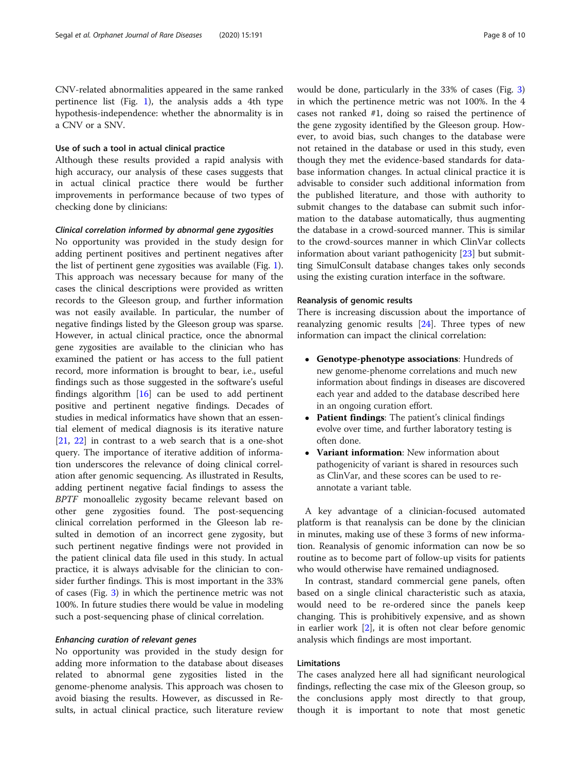CNV-related abnormalities appeared in the same ranked pertinence list (Fig. 1), the analysis adds a 4th type hypothesis-independence: whether the abnormality is in a CNV or a SNV.

### Use of such a tool in actual clinical practice

Although these results provided a rapid analysis with high accuracy, our analysis of these cases suggests that in actual clinical practice there would be further improvements in performance because of two types of checking done by clinicians:

#### *Clinical correlation informed by abnormal gene zygosities*

No opportunity was provided in the study design for adding pertinent positives and pertinent negatives after the list of pertinent gene zygosities was available (Fig. 1). This approach was necessary because for many of the cases the clinical descriptions were provided as written records to the Gleeson group, and further information was not easily available. In particular, the number of negative findings listed by the Gleeson group was sparse. However, in actual clinical practice, once the abnormal gene zygosities are available to the clinician who has examined the patient or has access to the full patient record, more information is brought to bear, i.e., useful findings such as those suggested in the software's useful findings algorithm [16] can be used to add pertinent positive and pertinent negative findings. Decades of studies in medical informatics have shown that an essential element of medical diagnosis is its iterative nature [21, 22] in contrast to a web search that is a one-shot query. The importance of iterative addition of information underscores the relevance of doing clinical correlation after genomic sequencing. As illustrated in Results, adding pertinent negative facial findings to assess the *BPTF* monoallelic zygosity became relevant based on other gene zygosities found. The post-sequencing clinical correlation performed in the Gleeson lab resulted in demotion of an incorrect gene zygosity, but such pertinent negative findings were not provided in the patient clinical data file used in this study. In actual practice, it is always advisable for the clinician to consider further findings. This is most important in the 33% of cases (Fig. 3) in which the pertinence metric was not 100%. In future studies there would be value in modeling such a post-sequencing phase of clinical correlation.

#### *Enhancing curation of relevant genes*

No opportunity was provided in the study design for adding more information to the database about diseases related to abnormal gene zygosities listed in the genome-phenome analysis. This approach was chosen to avoid biasing the results. However, as discussed in Results, in actual clinical practice, such literature review would be done, particularly in the 33% of cases (Fig. 3) in which the pertinence metric was not 100%. In the 4 cases not ranked #1, doing so raised the pertinence of the gene zygosity identified by the Gleeson group. However, to avoid bias, such changes to the database were not retained in the database or used in this study, even though they met the evidence-based standards for database information changes. In actual clinical practice it is advisable to consider such additional information from the published literature, and those with authority to submit changes to the database can submit such information to the database automatically, thus augmenting the database in a crowd-sourced manner. This is similar to the crowd-sources manner in which ClinVar collects information about variant pathogenicity [23] but submitting SimulConsult database changes takes only seconds using the existing curation interface in the software.

### Reanalysis of genomic results

There is increasing discussion about the importance of reanalyzing genomic results [24]. Three types of new information can impact the clinical correlation:

- **Genotype-phenotype associations**: Hundreds of new genome-phenome correlations and much new information about findings in diseases are discovered each year and added to the database described here in an ongoing curation effort.
- **Patient findings**: The patient's clinical findings evolve over time, and further laboratory testing is often done.
- **Variant information**: New information about pathogenicity of variant is shared in resources such as ClinVar, and these scores can be used to re-annotate a variant table.

A key advantage of a clinician-focused automated platform is that reanalysis can be done by the clinician in minutes, making use of these 3 forms of new information. Reanalysis of genomic information can now be so routine as to become part of follow-up visits for patients who would otherwise have remained undiagnosed.

In contrast, standard commercial gene panels, often based on a single clinical characteristic such as ataxia, would need to be re-ordered since the panels keep changing. This is prohibitively expensive, and as shown in earlier work [2], it is often not clear before genomic analysis which findings are most important.

### Limitations

The cases analyzed here all had significant neurological findings, reflecting the case mix of the Gleeson group, so the conclusions apply most directly to that group, though it is important to note that most genetic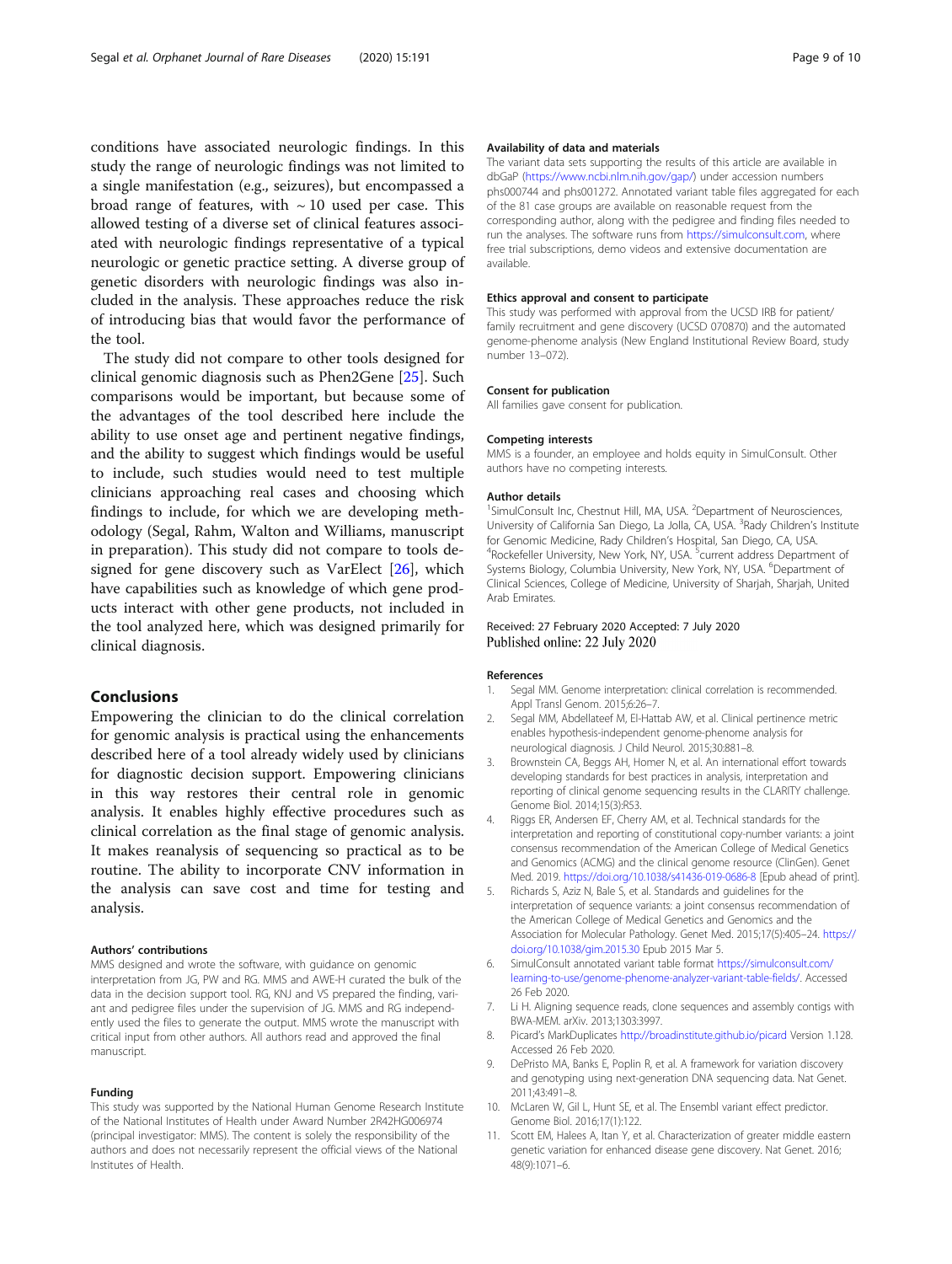conditions have associated neurologic findings. In this study the range of neurologic findings was not limited to a single manifestation (e.g., seizures), but encompassed a broad range of features, with ~ 10 used per case. This allowed testing of a diverse set of clinical features associated with neurologic findings representative of a typical neurologic or genetic practice setting. A diverse group of genetic disorders with neurologic findings was also included in the analysis. These approaches reduce the risk of introducing bias that would favor the performance of the tool.

The study did not compare to other tools designed for clinical genomic diagnosis such as Phen2Gene [25]. Such comparisons would be important, but because some of the advantages of the tool described here include the ability to use onset age and pertinent negative findings, and the ability to suggest which findings would be useful to include, such studies would need to test multiple clinicians approaching real cases and choosing which findings to include, for which we are developing methodology (Segal, Rahm, Walton and Williams, manuscript in preparation). This study did not compare to tools designed for gene discovery such as VarElect [26], which have capabilities such as knowledge of which gene products interact with other gene products, not included in the tool analyzed here, which was designed primarily for clinical diagnosis.

## Conclusions

Empowering the clinician to do the clinical correlation for genomic analysis is practical using the enhancements described here of a tool already widely used by clinicians for diagnostic decision support. Empowering clinicians in this way restores their central role in genomic analysis. It enables highly effective procedures such as clinical correlation as the final stage of genomic analysis. It makes reanalysis of sequencing so practical as to be routine. The ability to incorporate CNV information in the analysis can save cost and time for testing and analysis.

#### Authors' contributions

MMS designed and wrote the software, with guidance on genomic interpretation from JG, PW and RG. MMS and AWE-H curated the bulk of the data in the decision support tool. RG, KNJ and VS prepared the finding, variant and pedigree files under the supervision of JG. MMS and RG independently used the files to generate the output. MMS wrote the manuscript with critical input from other authors. All authors read and approved the final manuscript.

#### Funding

This study was supported by the National Human Genome Research Institute of the National Institutes of Health under Award Number 2R42HG006974 (principal investigator: MMS). The content is solely the responsibility of the authors and does not necessarily represent the official views of the National Institutes of Health.

#### Availability of data and materials

The variant data sets supporting the results of this article are available in dbGaP (https://www.ncbi.nlm.nih.gov/gap/) under accession numbers phs000744 and phs001272. Annotated variant table files aggregated for each of the 81 case groups are available on reasonable request from the corresponding author, along with the pedigree and finding files needed to run the analyses. The software runs from https://simulconsult.com, where free trial subscriptions, demo videos and extensive documentation are available.

#### Ethics approval and consent to participate

This study was performed with approval from the UCSD IRB for patient/family recruitment and gene discovery (UCSD 070870) and the automated genome-phenome analysis (New England Institutional Review Board, study number 13–072).

#### Consent for publication

All families gave consent for publication.

#### Competing interests

MMS is a founder, an employee and holds equity in SimulConsult. Other authors have no competing interests.

#### Author details

[1]SimulConsult Inc, Chestnut Hill, MA, USA. [2]Department of Neurosciences, University of California San Diego, La Jolla, CA, USA. [3]Rady Children's Institute for Genomic Medicine, Rady Children's Hospital, San Diego, CA, USA. [4]Rockefeller University, New York, NY, USA. [5]current address Department of Systems Biology, Columbia University, New York, NY, USA. [6]Department of Clinical Sciences, College of Medicine, University of Sharjah, Sharjah, United Arab Emirates.

Received: 27 February 2020 Accepted: 7 July 2020
Published online: 22 July 2020

#### References

1. Segal MM. Genome interpretation: clinical correlation is recommended. Appl Transl Genom. 2015;6:26–7.
2. Segal MM, Abdellateef M, El-Hattab AW, et al. Clinical pertinence metric enables hypothesis-independent genome-phenome analysis for neurological diagnosis. J Child Neurol. 2015;30:881–8.
3. Brownstein CA, Beggs AH, Homer N, et al. An international effort towards developing standards for best practices in analysis, interpretation and reporting of clinical genome sequencing results in the CLARITY challenge. Genome Biol. 2014;15(3):R53.
4. Riggs ER, Andersen EF, Cherry AM, et al. Technical standards for the interpretation and reporting of constitutional copy-number variants: a joint consensus recommendation of the American College of Medical Genetics and Genomics (ACMG) and the clinical genome resource (ClinGen). Genet Med. 2019. https://doi.org/10.1038/s41436-019-0686-8 [Epub ahead of print].
5. Richards S, Aziz N, Bale S, et al. Standards and guidelines for the interpretation of sequence variants: a joint consensus recommendation of the American College of Medical Genetics and Genomics and the Association for Molecular Pathology. Genet Med. 2015;17(5):405–24. https://doi.org/10.1038/gim.2015.30 Epub 2015 Mar 5.
6. SimulConsult annotated variant table format https://simulconsult.com/learning-to-use/genome-phenome-analyzer-variant-table-fields/. Accessed 26 Feb 2020.
7. Li H. Aligning sequence reads, clone sequences and assembly contigs with BWA-MEM. arXiv. 2013;1303:3997.
8. Picard's MarkDuplicates http://broadinstitute.github.io/picard Version 1.128. Accessed 26 Feb 2020.
9. DePristo MA, Banks E, Poplin R, et al. A framework for variation discovery and genotyping using next-generation DNA sequencing data. Nat Genet. 2011;43:491–8.
10. McLaren W, Gil L, Hunt SE, et al. The Ensembl variant effect predictor. Genome Biol. 2016;17(1):122.
11. Scott EM, Halees A, Itan Y, et al. Characterization of greater middle eastern genetic variation for enhanced disease gene discovery. Nat Genet. 2016;48(9):1071–6.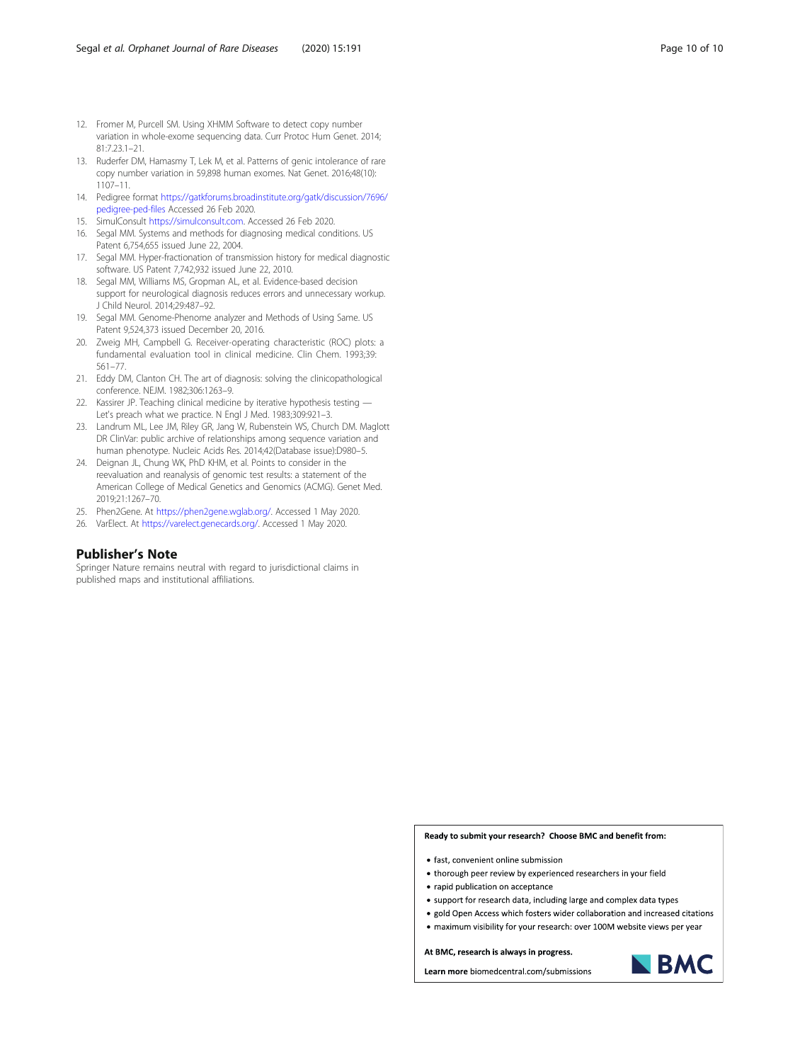12. Fromer M, Purcell SM. Using XHMM Software to detect copy number variation in whole-exome sequencing data. Curr Protoc Hum Genet. 2014; 81:7.23.1–21.
13. Ruderfer DM, Hamasmy T, Lek M, et al. Patterns of genic intolerance of rare copy number variation in 59,898 human exomes. Nat Genet. 2016;48(10): 1107–11.
14. Pedigree format https://gatkforums.broadinstitute.org/gatk/discussion/7696/pedigree-ped-files Accessed 26 Feb 2020.
15. SimulConsult https://simulconsult.com. Accessed 26 Feb 2020.
16. Segal MM. Systems and methods for diagnosing medical conditions. US Patent 6,754,655 issued June 22, 2004.
17. Segal MM. Hyper-fractionation of transmission history for medical diagnostic software. US Patent 7,742,932 issued June 22, 2010.
18. Segal MM, Williams MS, Gropman AL, et al. Evidence-based decision support for neurological diagnosis reduces errors and unnecessary workup. J Child Neurol. 2014;29:487–92.
19. Segal MM. Genome-Phenome analyzer and Methods of Using Same. US Patent 9,524,373 issued December 20, 2016.
20. Zweig MH, Campbell G. Receiver-operating characteristic (ROC) plots: a fundamental evaluation tool in clinical medicine. Clin Chem. 1993;39: 561–77.
21. Eddy DM, Clanton CH. The art of diagnosis: solving the clinicopathological conference. NEJM. 1982;306:1263–9.
22. Kassirer JP. Teaching clinical medicine by iterative hypothesis testing — Let's preach what we practice. N Engl J Med. 1983;309:921–3.
23. Landrum ML, Lee JM, Riley GR, Jang W, Rubenstein WS, Church DM. Maglott DR ClinVar: public archive of relationships among sequence variation and human phenotype. Nucleic Acids Res. 2014;42(Database issue):D980–5.
24. Deignan JL, Chung WK, PhD KHM, et al. Points to consider in the reevaluation and reanalysis of genomic test results: a statement of the American College of Medical Genetics and Genomics (ACMG). Genet Med. 2019;21:1267–70.
25. Phen2Gene. At https://phen2gene.wglab.org/. Accessed 1 May 2020.
26. VarElect. At https://varelect.genecards.org/. Accessed 1 May 2020.

## Publisher's Note

Springer Nature remains neutral with regard to jurisdictional claims in published maps and institutional affiliations.

**Ready to submit your research? Choose BMC and benefit from:**

- fast, convenient online submission
- thorough peer review by experienced researchers in your field
- rapid publication on acceptance
- support for research data, including large and complex data types
- gold Open Access which fosters wider collaboration and increased citations
- maximum visibility for your research: over 100M website views per year

**At BMC, research is always in progress.**

**Learn more** biomedcentral.com/submissions

BMC